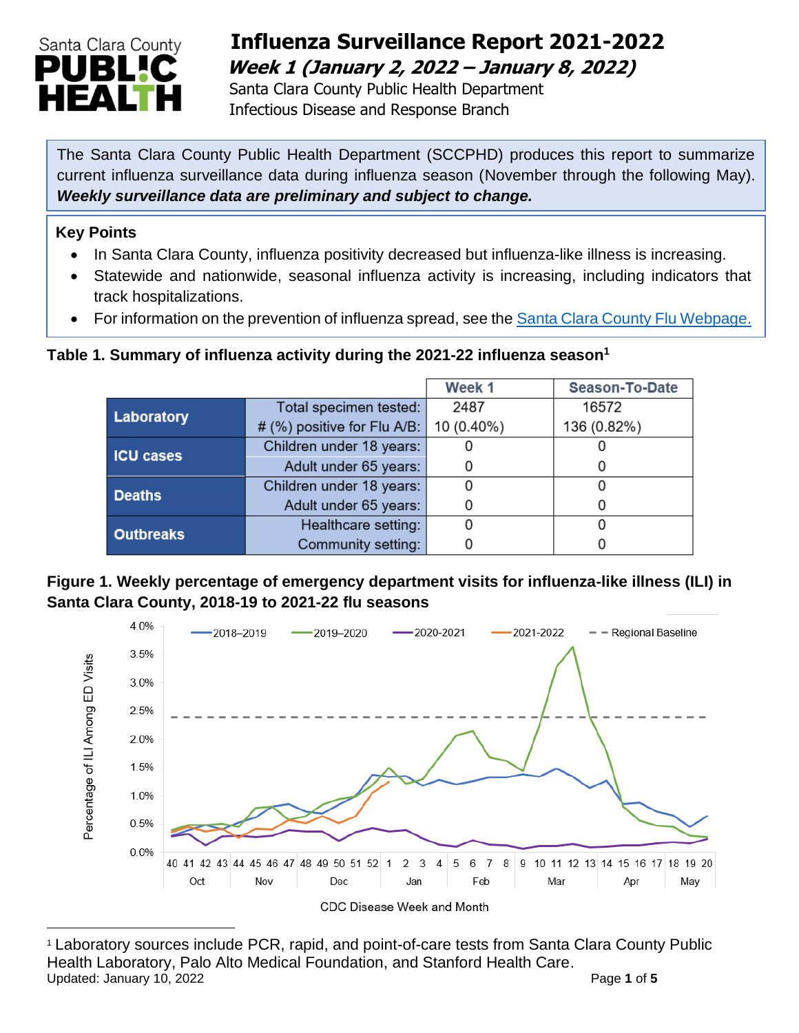# Influenza Surveillance Report 2021-2022

***Week 1 (January 2, 2022 – January 8, 2022)***

Santa Clara County Public Health Department
Infectious Disease and Response Branch

The Santa Clara County Public Health Department (SCCPHD) produces this report to summarize current influenza surveillance data during influenza season (November through the following May). ***Weekly surveillance data are preliminary and subject to change.***

**Key Points**

- In Santa Clara County, influenza positivity decreased but influenza-like illness is increasing.
- Statewide and nationwide, seasonal influenza activity is increasing, including indicators that track hospitalizations.
- For information on the prevention of influenza spread, see the Santa Clara County Flu Webpage.

**Table 1. Summary of influenza activity during the 2021-22 influenza season[1]**

| | | Week 1 | Season-To-Date |
|---|---|---|---|
| **Laboratory** | Total specimen tested: | 2487 | 16572 |
| | # (%) positive for Flu A/B: | 10 (0.40%) | 136 (0.82%) |
| **ICU cases** | Children under 18 years: | 0 | 0 |
| | Adult under 65 years: | 0 | 0 |
| **Deaths** | Children under 18 years: | 0 | 0 |
| | Adult under 65 years: | 0 | 0 |
| **Outbreaks** | Healthcare setting: | 0 | 0 |
| | Community setting: | 0 | 0 |

**Figure 1. Weekly percentage of emergency department visits for influenza-like illness (ILI) in Santa Clara County, 2018-19 to 2021-22 flu seasons**

[1] Laboratory sources include PCR, rapid, and point-of-care tests from Santa Clara County Public Health Laboratory, Palo Alto Medical Foundation, and Stanford Health Care.

Updated: January 10, 2022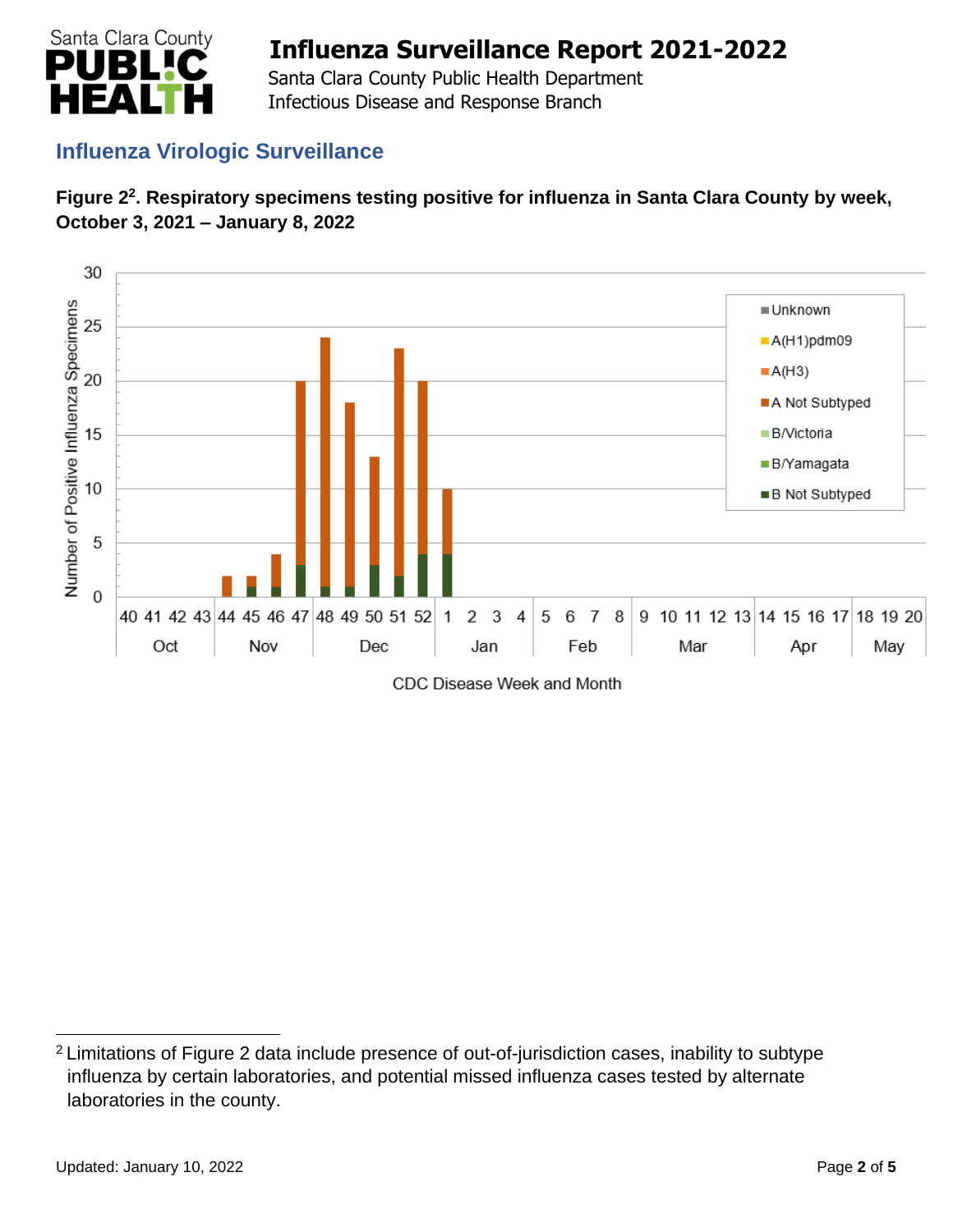## Influenza Virologic Surveillance

**Figure 2[2]. Respiratory specimens testing positive for influenza in Santa Clara County by week, October 3, 2021 – January 8, 2022**

---

[2] Limitations of Figure 2 data include presence of out-of-jurisdiction cases, inability to subtype influenza by certain laboratories, and potential missed influenza cases tested by alternate laboratories in the county.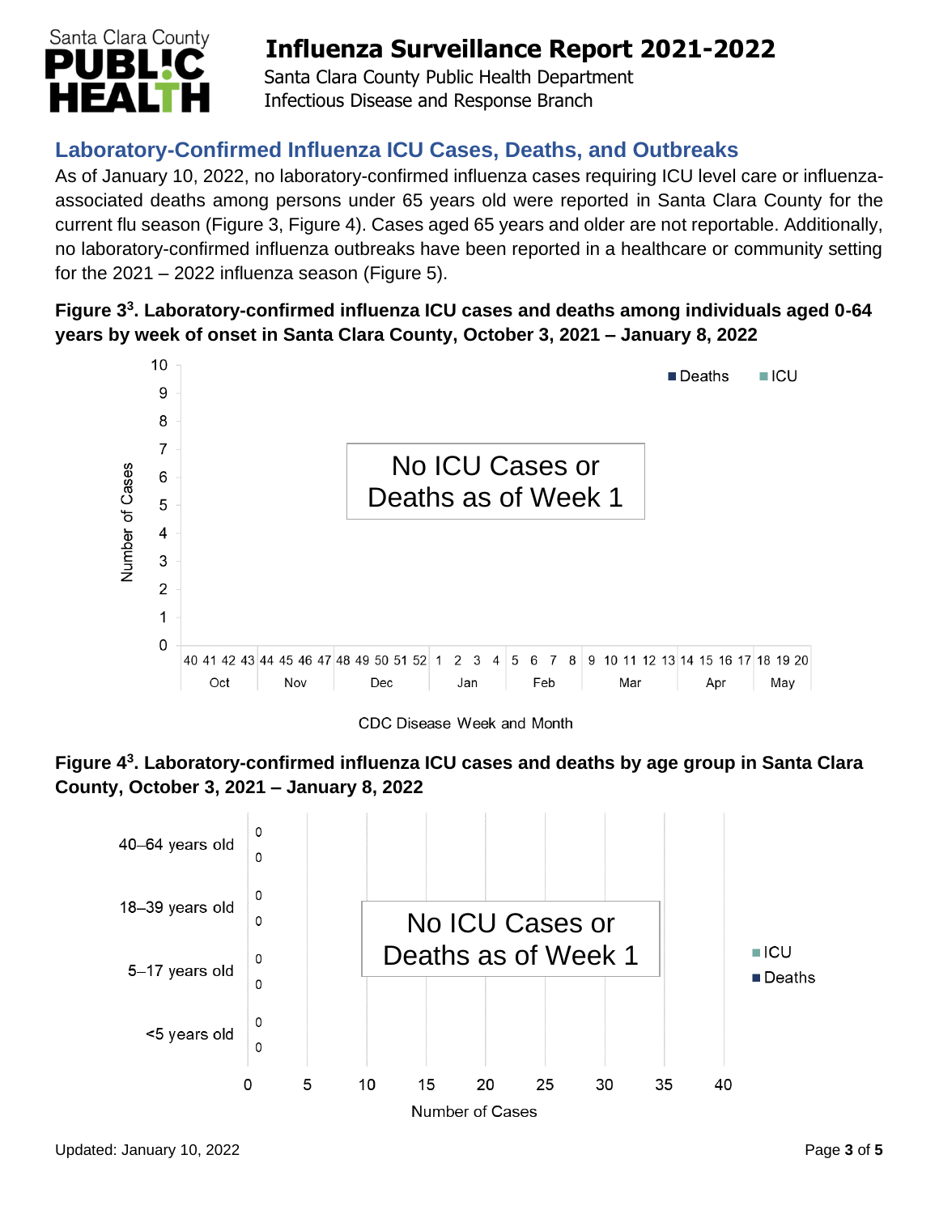## Laboratory-Confirmed Influenza ICU Cases, Deaths, and Outbreaks

As of January 10, 2022, no laboratory-confirmed influenza cases requiring ICU level care or influenza-associated deaths among persons under 65 years old were reported in Santa Clara County for the current flu season (Figure 3, Figure 4). Cases aged 65 years and older are not reportable. Additionally, no laboratory-confirmed influenza outbreaks have been reported in a healthcare or community setting for the 2021 – 2022 influenza season (Figure 5).

**Figure 3[3]. Laboratory-confirmed influenza ICU cases and deaths among individuals aged 0-64 years by week of onset in Santa Clara County, October 3, 2021 – January 8, 2022**

No ICU Cases or Deaths as of Week 1

**Figure 4[3]. Laboratory-confirmed influenza ICU cases and deaths by age group in Santa Clara County, October 3, 2021 – January 8, 2022**

No ICU Cases or Deaths as of Week 1

| Age group | ICU | Deaths |
|---|---|---|
| 40–64 years old | 0 | 0 |
| 18–39 years old | 0 | 0 |
| 5–17 years old | 0 | 0 |
| <5 years old | 0 | 0 |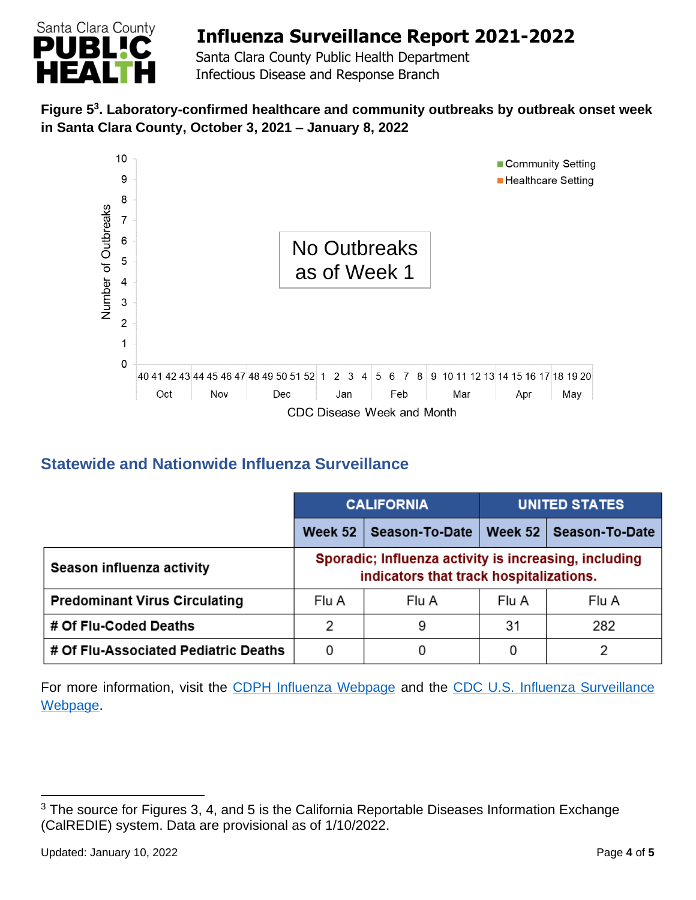**Figure 5[3]. Laboratory-confirmed healthcare and community outbreaks by outbreak onset week in Santa Clara County, October 3, 2021 – January 8, 2022**

No Outbreaks as of Week 1

## Statewide and Nationwide Influenza Surveillance

| | CALIFORNIA | | UNITED STATES | |
|---|---|---|---|---|
| | **Week 52** | **Season-To-Date** | **Week 52** | **Season-To-Date** |
| **Season influenza activity** | Sporadic; Influenza activity is increasing, including indicators that track hospitalizations. | | | |
| **Predominant Virus Circulating** | Flu A | Flu A | Flu A | Flu A |
| **# Of Flu-Coded Deaths** | 2 | 9 | 31 | 282 |
| **# Of Flu-Associated Pediatric Deaths** | 0 | 0 | 0 | 2 |

For more information, visit the [CDPH Influenza Webpage]() and the [CDC U.S. Influenza Surveillance Webpage]().

---

[3] The source for Figures 3, 4, and 5 is the California Reportable Diseases Information Exchange (CalREDIE) system. Data are provisional as of 1/10/2022.

Updated: January 10, 2022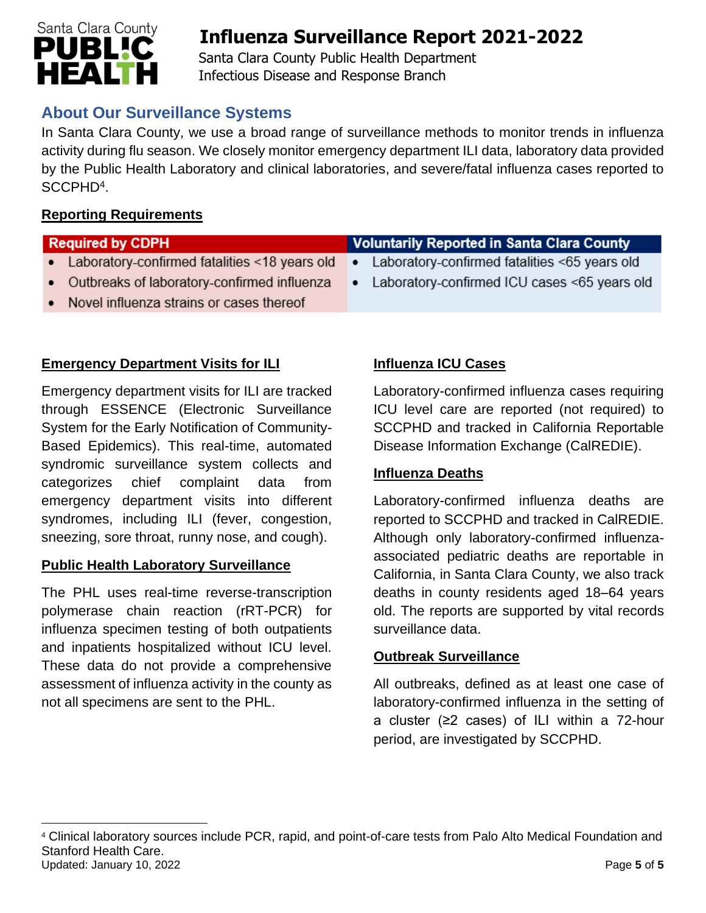# Influenza Surveillance Report 2021-2022

Santa Clara County Public Health Department
Infectious Disease and Response Branch

## About Our Surveillance Systems

In Santa Clara County, we use a broad range of surveillance methods to monitor trends in influenza activity during flu season. We closely monitor emergency department ILI data, laboratory data provided by the Public Health Laboratory and clinical laboratories, and severe/fatal influenza cases reported to SCCPHD[4].

### Reporting Requirements

| Required by CDPH | Voluntarily Reported in Santa Clara County |
|---|---|
| • Laboratory-confirmed fatalities <18 years old | • Laboratory-confirmed fatalities <65 years old |
| • Outbreaks of laboratory-confirmed influenza | • Laboratory-confirmed ICU cases <65 years old |
| • Novel influenza strains or cases thereof | |

### Emergency Department Visits for ILI

Emergency department visits for ILI are tracked through ESSENCE (Electronic Surveillance System for the Early Notification of Community-Based Epidemics). This real-time, automated syndromic surveillance system collects and categorizes chief complaint data from emergency department visits into different syndromes, including ILI (fever, congestion, sneezing, sore throat, runny nose, and cough).

### Public Health Laboratory Surveillance

The PHL uses real-time reverse-transcription polymerase chain reaction (rRT-PCR) for influenza specimen testing of both outpatients and inpatients hospitalized without ICU level. These data do not provide a comprehensive assessment of influenza activity in the county as not all specimens are sent to the PHL.

### Influenza ICU Cases

Laboratory-confirmed influenza cases requiring ICU level care are reported (not required) to SCCPHD and tracked in California Reportable Disease Information Exchange (CalREDIE).

### Influenza Deaths

Laboratory-confirmed influenza deaths are reported to SCCPHD and tracked in CalREDIE. Although only laboratory-confirmed influenza-associated pediatric deaths are reportable in California, in Santa Clara County, we also track deaths in county residents aged 18–64 years old. The reports are supported by vital records surveillance data.

### Outbreak Surveillance

All outbreaks, defined as at least one case of laboratory-confirmed influenza in the setting of a cluster (≥2 cases) of ILI within a 72-hour period, are investigated by SCCPHD.

---

[4] Clinical laboratory sources include PCR, rapid, and point-of-care tests from Palo Alto Medical Foundation and Stanford Health Care.

Updated: January 10, 2022